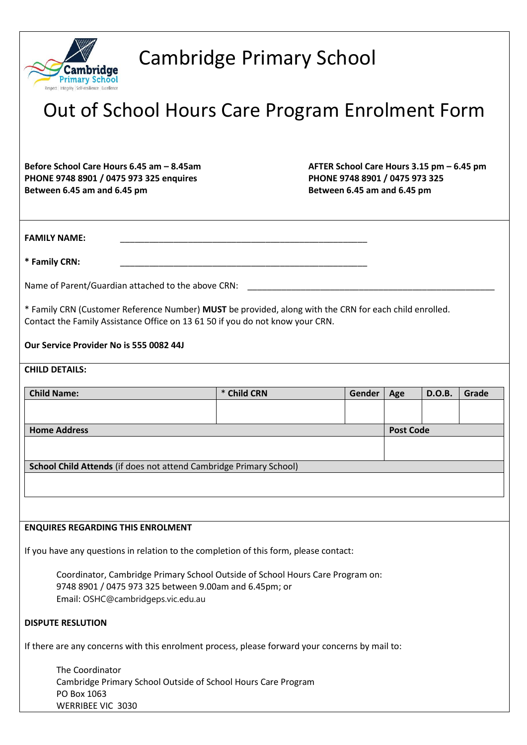# Cambridge Primary School

# Out of School Hours Care Program Enrolment Form

**Before School Care Hours 6.45 am – 8.45am**
**PHONE 9748 8901 / 0475 973 325 enquires**
**Between 6.45 am and 6.45 pm**

**AFTER School Care Hours 3.15 pm – 6.45 pm**
**PHONE 9748 8901 / 0475 973 325**
**Between 6.45 am and 6.45 pm**

**FAMILY NAME:** ______________________________________________________

**\* Family CRN:** ______________________________________________________

Name of Parent/Guardian attached to the above CRN: ______________________________________________________

\* Family CRN (Customer Reference Number) **MUST** be provided, along with the CRN for each child enrolled. Contact the Family Assistance Office on 13 61 50 if you do not know your CRN.

**Our Service Provider No is 555 0082 44J**

**CHILD DETAILS:**

| **Child Name:** | **\* Child CRN** | **Gender** | **Age** | **D.O.B.** | **Grade** |
|---|---|---|---|---|---|
| | | | | | |
| **Home Address** | | | **Post Code** | | |
| | | | | | |
| **School Child Attends** (if does not attend Cambridge Primary School) | | | | | |
| | | | | | |

**ENQUIRES REGARDING THIS ENROLMENT**

If you have any questions in relation to the completion of this form, please contact:

Coordinator, Cambridge Primary School Outside of School Hours Care Program on:
9748 8901 / 0475 973 325 between 9.00am and 6.45pm; or
Email: OSHC@cambridgeps.vic.edu.au

**DISPUTE RESLUTION**

If there are any concerns with this enrolment process, please forward your concerns by mail to:

The Coordinator
Cambridge Primary School Outside of School Hours Care Program
PO Box 1063
WERRIBEE VIC 3030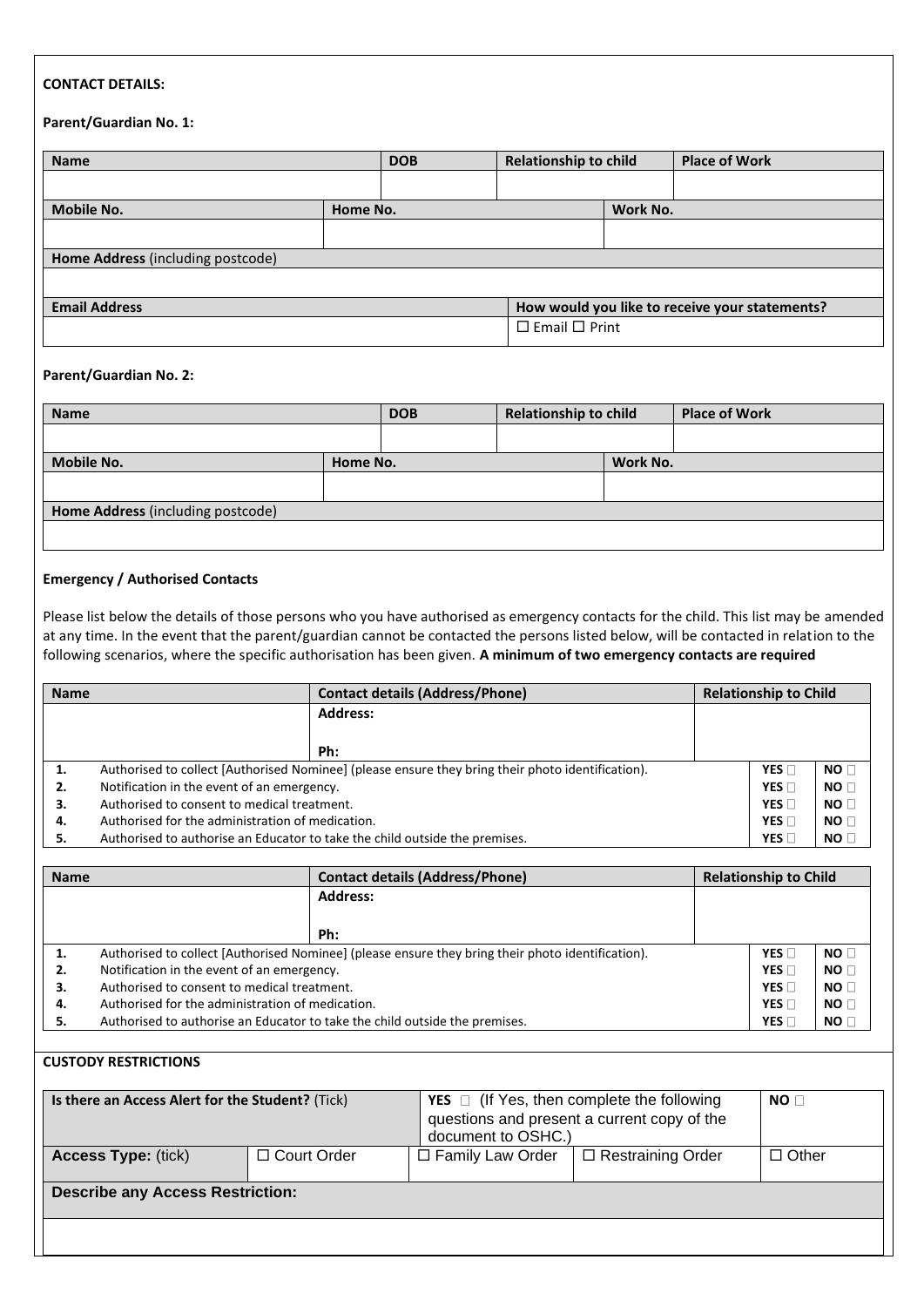**CONTACT DETAILS:**

**Parent/Guardian No. 1:**

| Name | | DOB | Relationship to child | | Place of Work |
|---|---|---|---|---|---|
| | | | | | |
| **Mobile No.** | **Home No.** | | | **Work No.** | |
| | | | | | |
| **Home Address** (including postcode) | | | | | |
| | | | | | |
| **Email Address** | | | **How would you like to receive your statements?** | | |
| | | | ☐ Email ☐ Print | | |

**Parent/Guardian No. 2:**

| Name | | DOB | Relationship to child | | Place of Work |
|---|---|---|---|---|---|
| | | | | | |
| **Mobile No.** | **Home No.** | | | **Work No.** | |
| | | | | | |
| **Home Address** (including postcode) | | | | | |
| | | | | | |

**Emergency / Authorised Contacts**

Please list below the details of those persons who you have authorised as emergency contacts for the child. This list may be amended at any time. In the event that the parent/guardian cannot be contacted the persons listed below, will be contacted in relation to the following scenarios, where the specific authorisation has been given. **A minimum of two emergency contacts are required**

| Name | Contact details (Address/Phone) | Relationship to Child | |
|---|---|---|---|
| | **Address:**<br><br>**Ph:** | | |
| **1.** Authorised to collect [Authorised Nominee] (please ensure they bring their photo identification). | | **YES** ☐ | **NO** ☐ |
| **2.** Notification in the event of an emergency. | | **YES** ☐ | **NO** ☐ |
| **3.** Authorised to consent to medical treatment. | | **YES** ☐ | **NO** ☐ |
| **4.** Authorised for the administration of medication. | | **YES** ☐ | **NO** ☐ |
| **5.** Authorised to authorise an Educator to take the child outside the premises. | | **YES** ☐ | **NO** ☐ |

| Name | Contact details (Address/Phone) | Relationship to Child | |
|---|---|---|---|
| | **Address:**<br><br>**Ph:** | | |
| **1.** Authorised to collect [Authorised Nominee] (please ensure they bring their photo identification). | | **YES** ☐ | **NO** ☐ |
| **2.** Notification in the event of an emergency. | | **YES** ☐ | **NO** ☐ |
| **3.** Authorised to consent to medical treatment. | | **YES** ☐ | **NO** ☐ |
| **4.** Authorised for the administration of medication. | | **YES** ☐ | **NO** ☐ |
| **5.** Authorised to authorise an Educator to take the child outside the premises. | | **YES** ☐ | **NO** ☐ |

**CUSTODY RESTRICTIONS**

| Is there an Access Alert for the Student? (Tick) | | **YES** ☐ (If Yes, then complete the following questions and present a current copy of the document to OSHC.) | | **NO** ☐ |
|---|---|---|---|---|
| **Access Type:** (tick) | ☐ Court Order | ☐ Family Law Order | ☐ Restraining Order | ☐ Other |
| **Describe any Access Restriction:** | | | | |
| | | | | |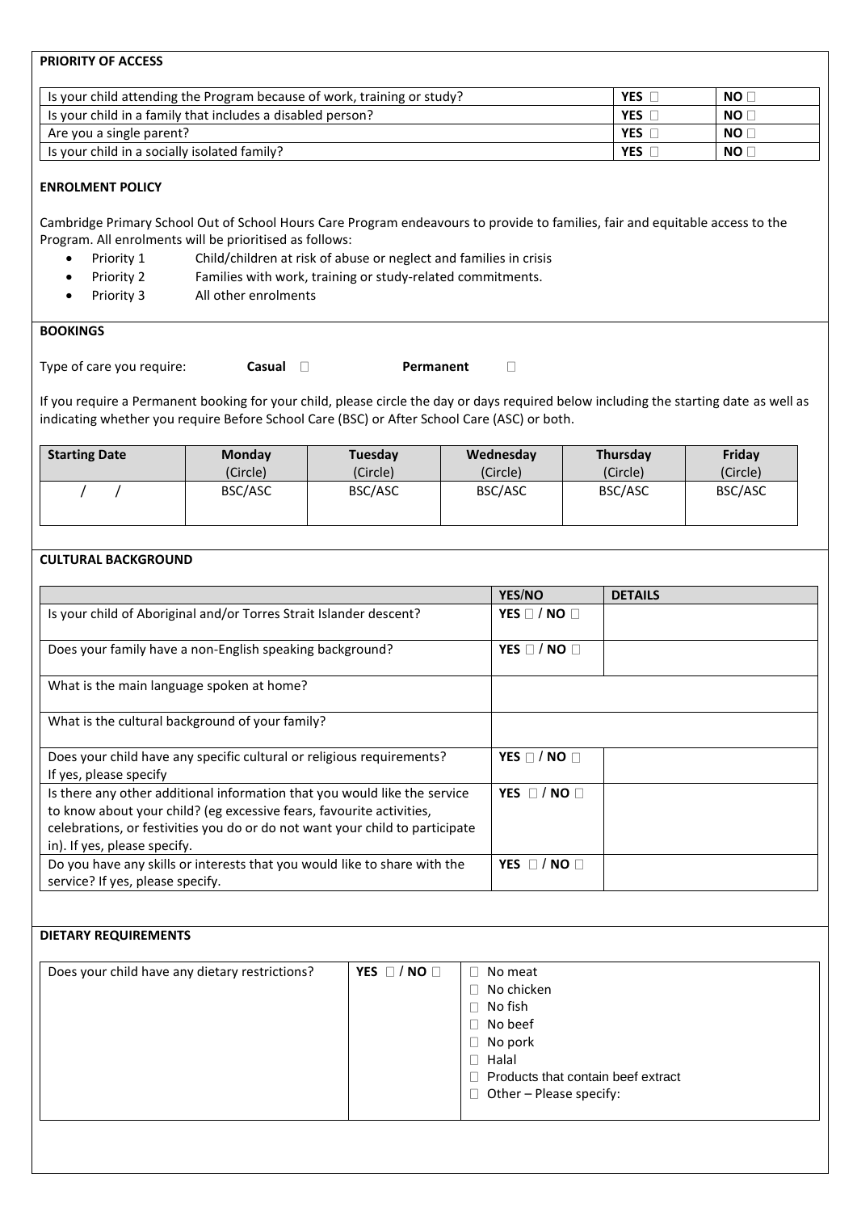**PRIORITY OF ACCESS**

| | | |
|---|---|---|
| Is your child attending the Program because of work, training or study? | **YES** ☐ | **NO** ☐ |
| Is your child in a family that includes a disabled person? | **YES** ☐ | **NO** ☐ |
| Are you a single parent? | **YES** ☐ | **NO** ☐ |
| Is your child in a socially isolated family? | **YES** ☐ | **NO** ☐ |

**ENROLMENT POLICY**

Cambridge Primary School Out of School Hours Care Program endeavours to provide to families, fair and equitable access to the Program. All enrolments will be prioritised as follows:

- Priority 1 Child/children at risk of abuse or neglect and families in crisis
- Priority 2 Families with work, training or study-related commitments.
- Priority 3 All other enrolments

**BOOKINGS**

Type of care you require: **Casual** ☐ **Permanent** ☐

If you require a Permanent booking for your child, please circle the day or days required below including the starting date as well as indicating whether you require Before School Care (BSC) or After School Care (ASC) or both.

| **Starting Date** | **Monday** (Circle) | **Tuesday** (Circle) | **Wednesday** (Circle) | **Thursday** (Circle) | **Friday** (Circle) |
|---|---|---|---|---|---|
| / / | BSC/ASC | BSC/ASC | BSC/ASC | BSC/ASC | BSC/ASC |

**CULTURAL BACKGROUND**

| | **YES/NO** | **DETAILS** |
|---|---|---|
| Is your child of Aboriginal and/or Torres Strait Islander descent? | **YES** ☐ / **NO** ☐ | |
| Does your family have a non-English speaking background? | **YES** ☐ / **NO** ☐ | |
| What is the main language spoken at home? | | |
| What is the cultural background of your family? | | |
| Does your child have any specific cultural or religious requirements? If yes, please specify | **YES** ☐ / **NO** ☐ | |
| Is there any other additional information that you would like the service to know about your child? (eg excessive fears, favourite activities, celebrations, or festivities you do or do not want your child to participate in). If yes, please specify. | **YES** ☐ / **NO** ☐ | |
| Do you have any skills or interests that you would like to share with the service? If yes, please specify. | **YES** ☐ / **NO** ☐ | |

**DIETARY REQUIREMENTS**

| | | |
|---|---|---|
| Does your child have any dietary restrictions? | **YES** ☐ / **NO** ☐ | ☐ No meat<br>☐ No chicken<br>☐ No fish<br>☐ No beef<br>☐ No pork<br>☐ Halal<br>☐ Products that contain beef extract<br>☐ Other – Please specify: |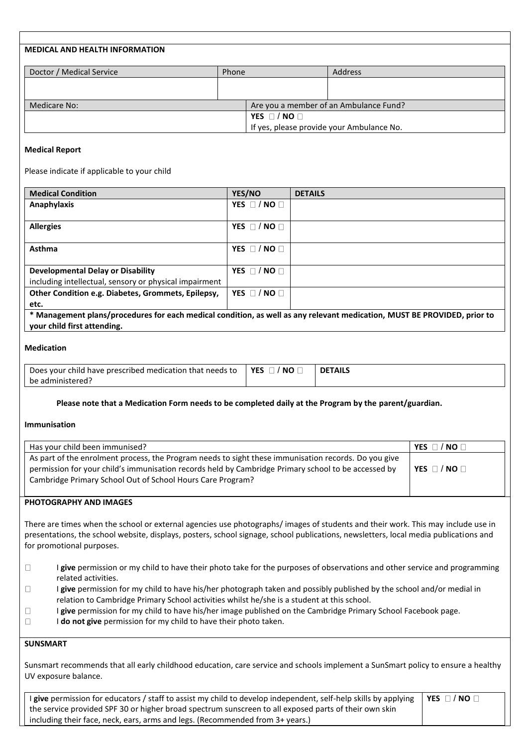## MEDICAL AND HEALTH INFORMATION

| Doctor / Medical Service | Phone | Address |
|---|---|---|
| | | |

| Medicare No: | Are you a member of an Ambulance Fund? |
|---|---|
| | **YES** ☐ / **NO** ☐<br>If yes, please provide your Ambulance No. |

### Medical Report

Please indicate if applicable to your child

| Medical Condition | YES/NO | DETAILS |
|---|---|---|
| **Anaphylaxis** | **YES** ☐ / **NO** ☐ | |
| **Allergies** | **YES** ☐ / **NO** ☐ | |
| **Asthma** | **YES** ☐ / **NO** ☐ | |
| **Developmental Delay or Disability** including intellectual, sensory or physical impairment | **YES** ☐ / **NO** ☐ | |
| **Other Condition e.g. Diabetes, Grommets, Epilepsy, etc.** | **YES** ☐ / **NO** ☐ | |

**\* Management plans/procedures for each medical condition, as well as any relevant medication, MUST BE PROVIDED, prior to your child first attending.**

### Medication

| Does your child have prescribed medication that needs to be administered? | **YES** ☐ / **NO** ☐ | **DETAILS** |
|---|---|---|

**Please note that a Medication Form needs to be completed daily at the Program by the parent/guardian.**

### Immunisation

| Has your child been immunised? | **YES** ☐ / **NO** ☐ |
|---|---|
| As part of the enrolment process, the Program needs to sight these immunisation records. Do you give permission for your child's immunisation records held by Cambridge Primary school to be accessed by Cambridge Primary School Out of School Hours Care Program? | **YES** ☐ / **NO** ☐ |

## PHOTOGRAPHY AND IMAGES

There are times when the school or external agencies use photographs/ images of students and their work. This may include use in presentations, the school website, displays, posters, school signage, school publications, newsletters, local media publications and for promotional purposes.

- ☐ I **give** permission or my child to have their photo take for the purposes of observations and other service and programming related activities.
- ☐ I **give** permission for my child to have his/her photograph taken and possibly published by the school and/or medial in relation to Cambridge Primary School activities whilst he/she is a student at this school.
- ☐ I **give** permission for my child to have his/her image published on the Cambridge Primary School Facebook page.
- ☐ I **do not give** permission for my child to have their photo taken.

## SUNSMART

Sunsmart recommends that all early childhood education, care service and schools implement a SunSmart policy to ensure a healthy UV exposure balance.

| I **give** permission for educators / staff to assist my child to develop independent, self-help skills by applying the service provided SPF 30 or higher broad spectrum sunscreen to all exposed parts of their own skin including their face, neck, ears, arms and legs. (Recommended from 3+ years.) | **YES** ☐ / **NO** ☐ |
|---|---|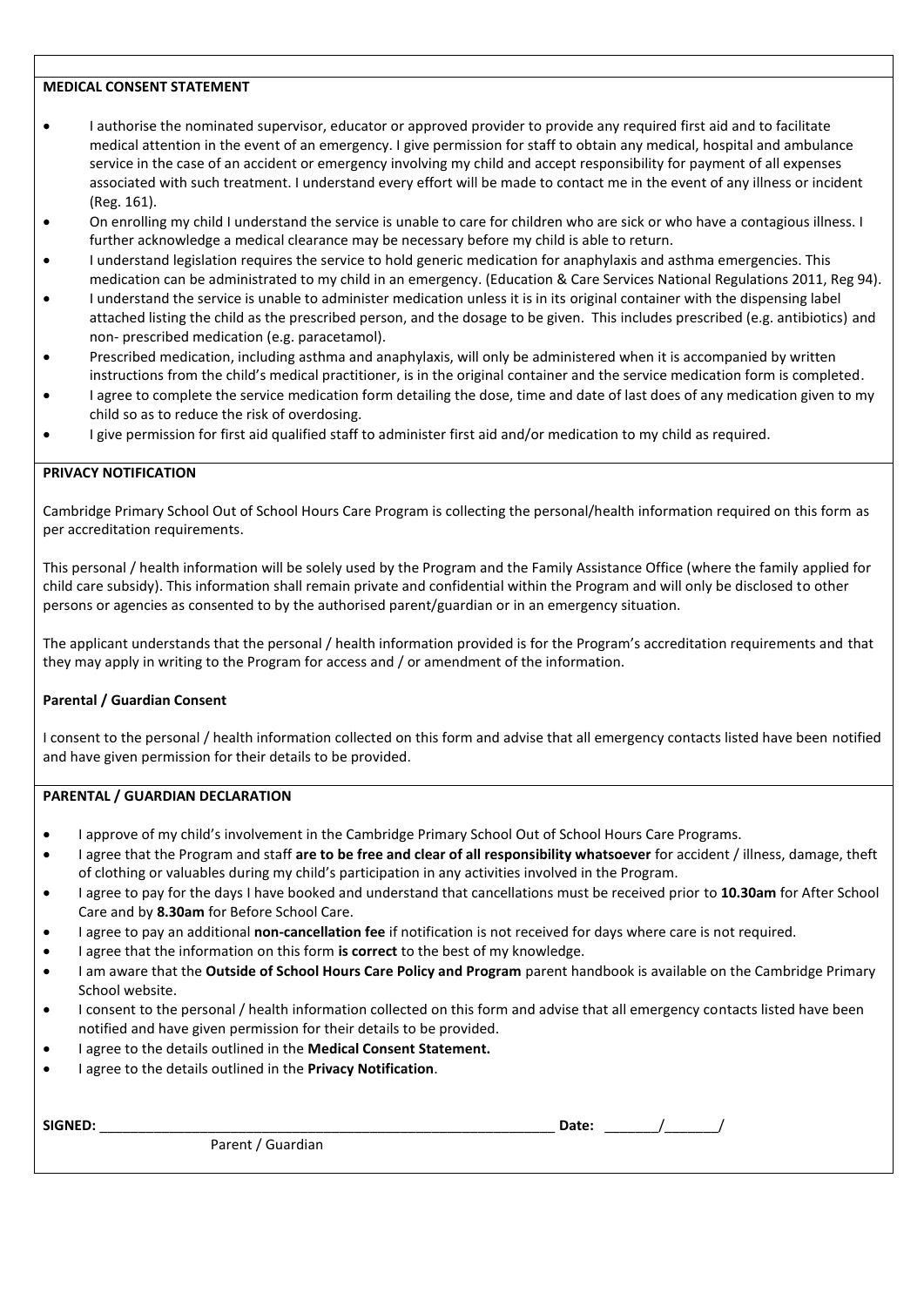**MEDICAL CONSENT STATEMENT**

- I authorise the nominated supervisor, educator or approved provider to provide any required first aid and to facilitate medical attention in the event of an emergency. I give permission for staff to obtain any medical, hospital and ambulance service in the case of an accident or emergency involving my child and accept responsibility for payment of all expenses associated with such treatment. I understand every effort will be made to contact me in the event of any illness or incident (Reg. 161).
- On enrolling my child I understand the service is unable to care for children who are sick or who have a contagious illness. I further acknowledge a medical clearance may be necessary before my child is able to return.
- I understand legislation requires the service to hold generic medication for anaphylaxis and asthma emergencies. This medication can be administrated to my child in an emergency. (Education & Care Services National Regulations 2011, Reg 94).
- I understand the service is unable to administer medication unless it is in its original container with the dispensing label attached listing the child as the prescribed person, and the dosage to be given. This includes prescribed (e.g. antibiotics) and non- prescribed medication (e.g. paracetamol).
- Prescribed medication, including asthma and anaphylaxis, will only be administered when it is accompanied by written instructions from the child's medical practitioner, is in the original container and the service medication form is completed.
- I agree to complete the service medication form detailing the dose, time and date of last does of any medication given to my child so as to reduce the risk of overdosing.
- I give permission for first aid qualified staff to administer first aid and/or medication to my child as required.

**PRIVACY NOTIFICATION**

Cambridge Primary School Out of School Hours Care Program is collecting the personal/health information required on this form as per accreditation requirements.

This personal / health information will be solely used by the Program and the Family Assistance Office (where the family applied for child care subsidy). This information shall remain private and confidential within the Program and will only be disclosed to other persons or agencies as consented to by the authorised parent/guardian or in an emergency situation.

The applicant understands that the personal / health information provided is for the Program's accreditation requirements and that they may apply in writing to the Program for access and / or amendment of the information.

**Parental / Guardian Consent**

I consent to the personal / health information collected on this form and advise that all emergency contacts listed have been notified and have given permission for their details to be provided.

**PARENTAL / GUARDIAN DECLARATION**

- I approve of my child's involvement in the Cambridge Primary School Out of School Hours Care Programs.
- I agree that the Program and staff **are to be free and clear of all responsibility whatsoever** for accident / illness, damage, theft of clothing or valuables during my child's participation in any activities involved in the Program.
- I agree to pay for the days I have booked and understand that cancellations must be received prior to **10.30am** for After School Care and by **8.30am** for Before School Care.
- I agree to pay an additional **non-cancellation fee** if notification is not received for days where care is not required.
- I agree that the information on this form **is correct** to the best of my knowledge.
- I am aware that the **Outside of School Hours Care Policy and Program** parent handbook is available on the Cambridge Primary School website.
- I consent to the personal / health information collected on this form and advise that all emergency contacts listed have been notified and have given permission for their details to be provided.
- I agree to the details outlined in the **Medical Consent Statement.**
- I agree to the details outlined in the **Privacy Notification**.

**SIGNED:** ___________________________________________________________ **Date:** _______/_______/

Parent / Guardian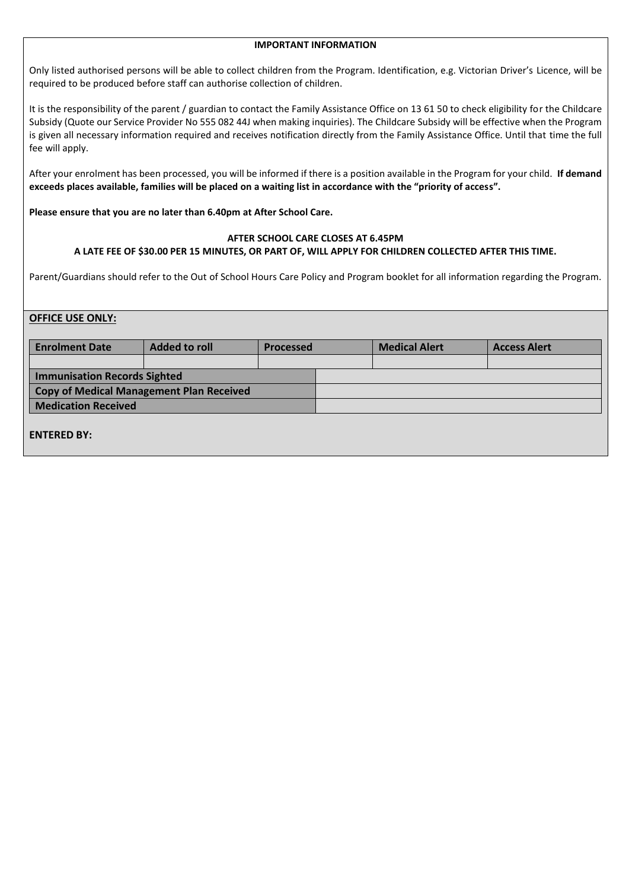## IMPORTANT INFORMATION

Only listed authorised persons will be able to collect children from the Program. Identification, e.g. Victorian Driver's Licence, will be required to be produced before staff can authorise collection of children.

It is the responsibility of the parent / guardian to contact the Family Assistance Office on 13 61 50 to check eligibility for the Childcare Subsidy (Quote our Service Provider No 555 082 44J when making inquiries). The Childcare Subsidy will be effective when the Program is given all necessary information required and receives notification directly from the Family Assistance Office. Until that time the full fee will apply.

After your enrolment has been processed, you will be informed if there is a position available in the Program for your child. **If demand exceeds places available, families will be placed on a waiting list in accordance with the "priority of access".**

**Please ensure that you are no later than 6.40pm at After School Care.**

**AFTER SCHOOL CARE CLOSES AT 6.45PM**
**A LATE FEE OF $30.00 PER 15 MINUTES, OR PART OF, WILL APPLY FOR CHILDREN COLLECTED AFTER THIS TIME.**

Parent/Guardians should refer to the Out of School Hours Care Policy and Program booklet for all information regarding the Program.

**OFFICE USE ONLY:**

| Enrolment Date | Added to roll | Processed | Medical Alert | Access Alert |
|---|---|---|---|---|
| | | | | |

| | |
|---|---|
| **Immunisation Records Sighted** | |
| **Copy of Medical Management Plan Received** | |
| **Medication Received** | |

**ENTERED BY:**